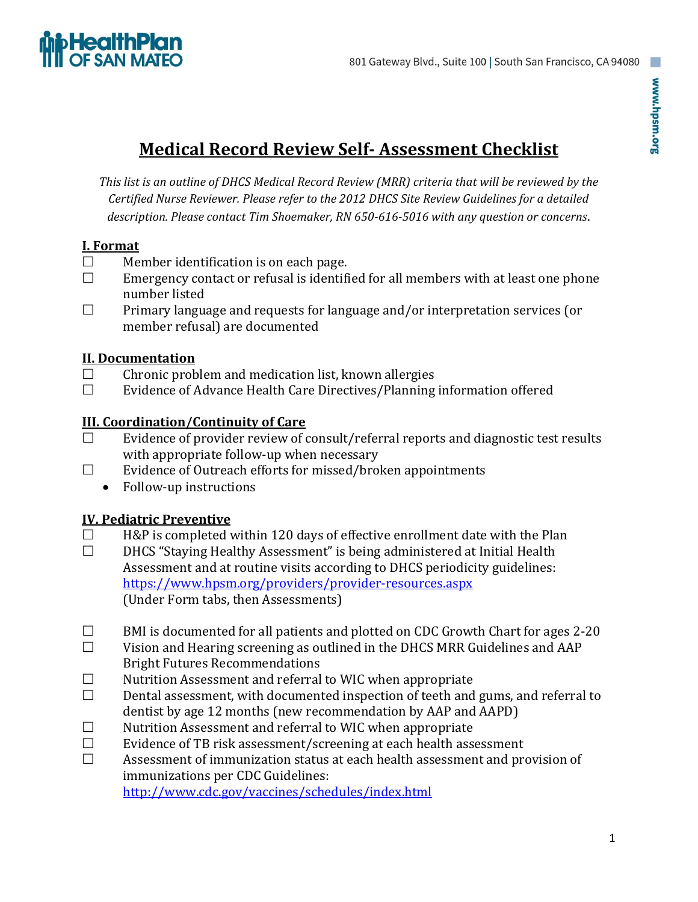HealthPlan OF SAN MATEO

801 Gateway Blvd., Suite 100 | South San Francisco, CA 94080

www.hpsm.org

# Medical Record Review Self- Assessment Checklist

*This list is an outline of DHCS Medical Record Review (MRR) criteria that will be reviewed by the Certified Nurse Reviewer. Please refer to the 2012 DHCS Site Review Guidelines for a detailed description. Please contact Tim Shoemaker, RN 650-616-5016 with any question or concerns.*

## I. Format

☐ Member identification is on each page.
☐ Emergency contact or refusal is identified for all members with at least one phone number listed
☐ Primary language and requests for language and/or interpretation services (or member refusal) are documented

## II. Documentation

☐ Chronic problem and medication list, known allergies
☐ Evidence of Advance Health Care Directives/Planning information offered

## III. Coordination/Continuity of Care

☐ Evidence of provider review of consult/referral reports and diagnostic test results with appropriate follow-up when necessary
☐ Evidence of Outreach efforts for missed/broken appointments

- Follow-up instructions

## IV. Pediatric Preventive

☐ H&P is completed within 120 days of effective enrollment date with the Plan
☐ DHCS "Staying Healthy Assessment" is being administered at Initial Health Assessment and at routine visits according to DHCS periodicity guidelines: https://www.hpsm.org/providers/provider-resources.aspx (Under Form tabs, then Assessments)

☐ BMI is documented for all patients and plotted on CDC Growth Chart for ages 2-20
☐ Vision and Hearing screening as outlined in the DHCS MRR Guidelines and AAP Bright Futures Recommendations
☐ Nutrition Assessment and referral to WIC when appropriate
☐ Dental assessment, with documented inspection of teeth and gums, and referral to dentist by age 12 months (new recommendation by AAP and AAPD)
☐ Nutrition Assessment and referral to WIC when appropriate
☐ Evidence of TB risk assessment/screening at each health assessment
☐ Assessment of immunization status at each health assessment and provision of immunizations per CDC Guidelines: http://www.cdc.gov/vaccines/schedules/index.html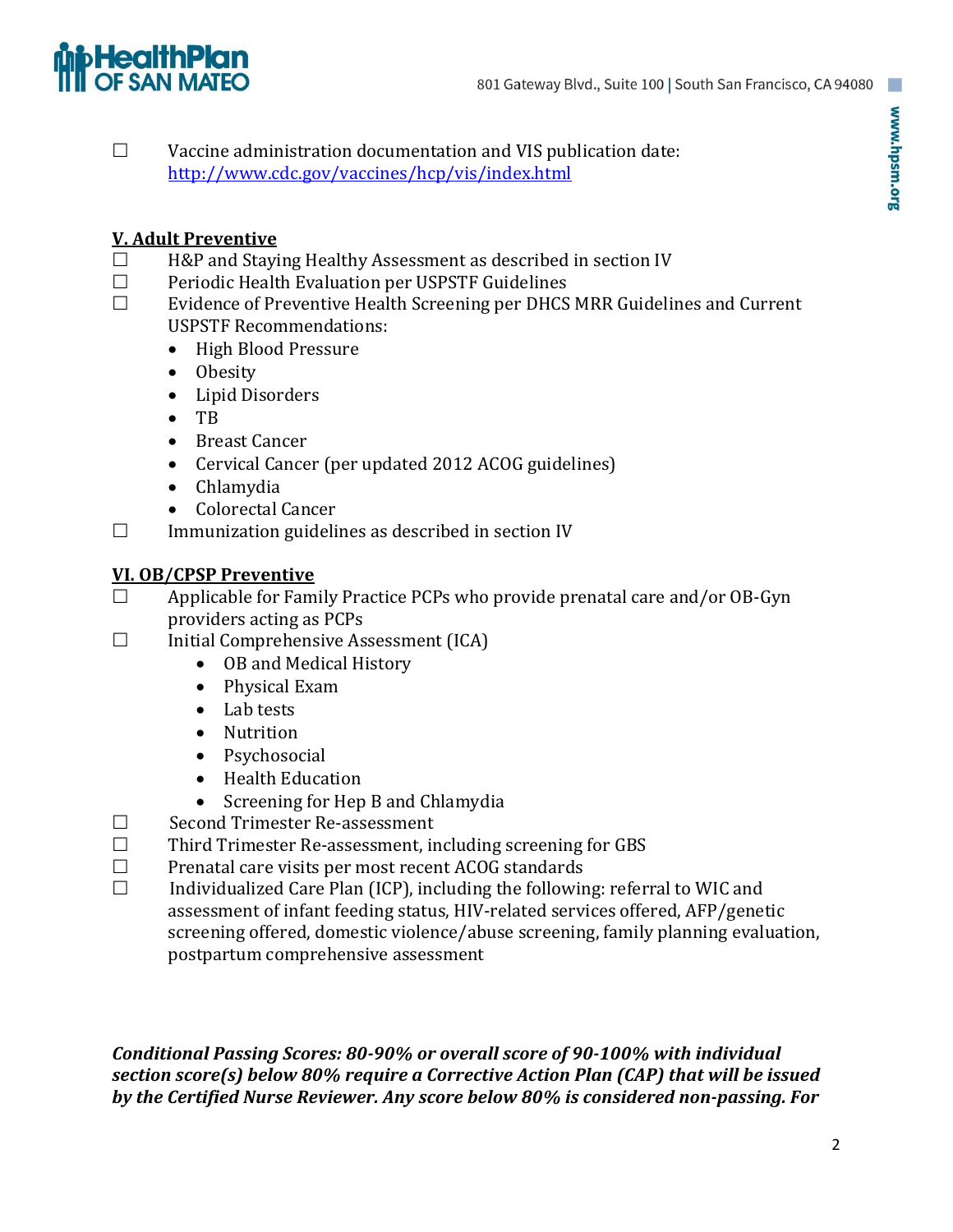☐ Vaccine administration documentation and VIS publication date: http://www.cdc.gov/vaccines/hcp/vis/index.html

## V. Adult Preventive

☐ H&P and Staying Healthy Assessment as described in section IV

☐ Periodic Health Evaluation per USPSTF Guidelines

☐ Evidence of Preventive Health Screening per DHCS MRR Guidelines and Current USPSTF Recommendations:

- High Blood Pressure
- Obesity
- Lipid Disorders
- TB
- Breast Cancer
- Cervical Cancer (per updated 2012 ACOG guidelines)
- Chlamydia
- Colorectal Cancer

☐ Immunization guidelines as described in section IV

## VI. OB/CPSP Preventive

☐ Applicable for Family Practice PCPs who provide prenatal care and/or OB-Gyn providers acting as PCPs

☐ Initial Comprehensive Assessment (ICA)

- OB and Medical History
- Physical Exam
- Lab tests
- Nutrition
- Psychosocial
- Health Education
- Screening for Hep B and Chlamydia

☐ Second Trimester Re-assessment

☐ Third Trimester Re-assessment, including screening for GBS

☐ Prenatal care visits per most recent ACOG standards

☐ Individualized Care Plan (ICP), including the following: referral to WIC and assessment of infant feeding status, HIV-related services offered, AFP/genetic screening offered, domestic violence/abuse screening, family planning evaluation, postpartum comprehensive assessment

***Conditional Passing Scores: 80-90% or overall score of 90-100% with individual section score(s) below 80% require a Corrective Action Plan (CAP) that will be issued by the Certified Nurse Reviewer. Any score below 80% is considered non-passing. For***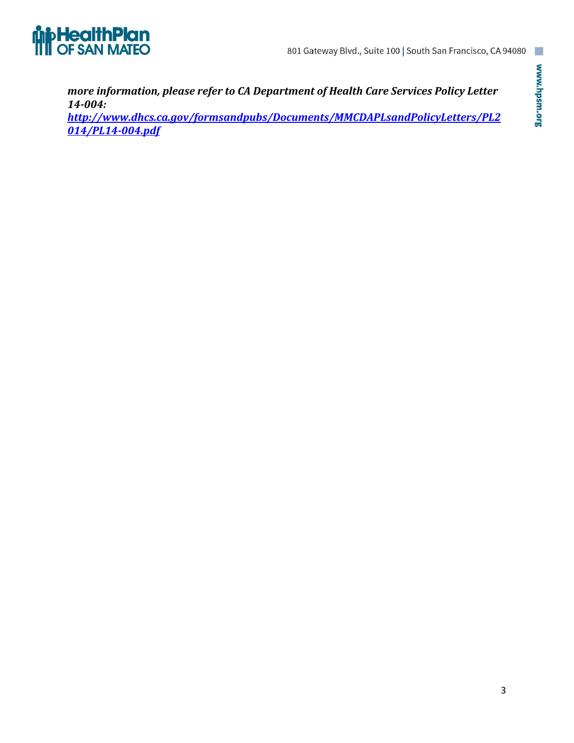***more information, please refer to CA Department of Health Care Services Policy Letter 14-004: [http://www.dhcs.ca.gov/formsandpubs/Documents/MMCDAPLsandPolicyLetters/PL2014/PL14-004.pdf](http://www.dhcs.ca.gov/formsandpubs/Documents/MMCDAPLsandPolicyLetters/PL2014/PL14-004.pdf)***